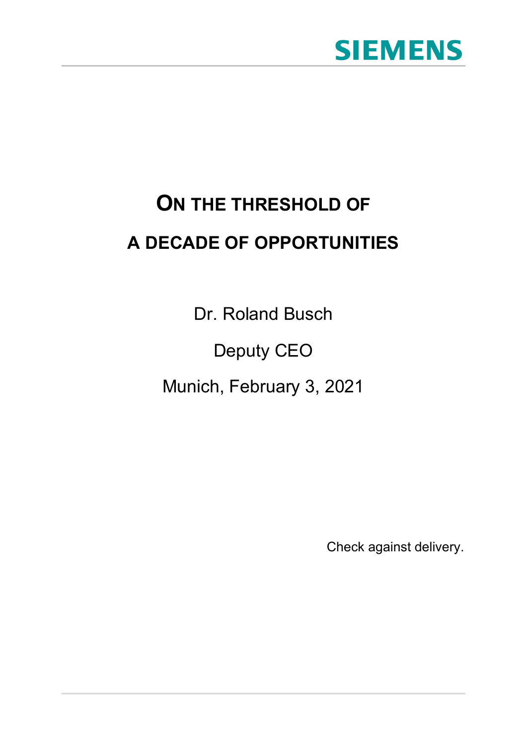SIEMENS

# ON THE THRESHOLD OF A DECADE OF OPPORTUNITIES

Dr. Roland Busch

Deputy CEO

Munich, February 3, 2021

Check against delivery.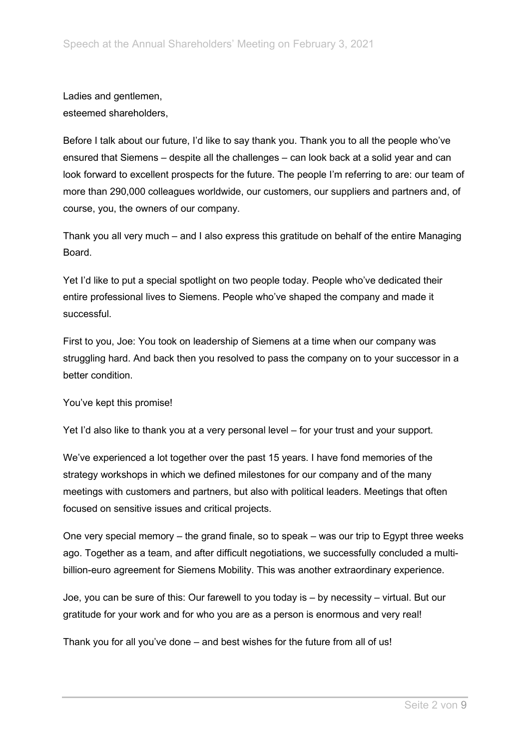Ladies and gentlemen,
esteemed shareholders,

Before I talk about our future, I'd like to say thank you. Thank you to all the people who've ensured that Siemens – despite all the challenges – can look back at a solid year and can look forward to excellent prospects for the future. The people I'm referring to are: our team of more than 290,000 colleagues worldwide, our customers, our suppliers and partners and, of course, you, the owners of our company.

Thank you all very much – and I also express this gratitude on behalf of the entire Managing Board.

Yet I'd like to put a special spotlight on two people today. People who've dedicated their entire professional lives to Siemens. People who've shaped the company and made it successful.

First to you, Joe: You took on leadership of Siemens at a time when our company was struggling hard. And back then you resolved to pass the company on to your successor in a better condition.

You've kept this promise!

Yet I'd also like to thank you at a very personal level – for your trust and your support.

We've experienced a lot together over the past 15 years. I have fond memories of the strategy workshops in which we defined milestones for our company and of the many meetings with customers and partners, but also with political leaders. Meetings that often focused on sensitive issues and critical projects.

One very special memory – the grand finale, so to speak – was our trip to Egypt three weeks ago. Together as a team, and after difficult negotiations, we successfully concluded a multi-billion-euro agreement for Siemens Mobility. This was another extraordinary experience.

Joe, you can be sure of this: Our farewell to you today is – by necessity – virtual. But our gratitude for your work and for who you are as a person is enormous and very real!

Thank you for all you've done – and best wishes for the future from all of us!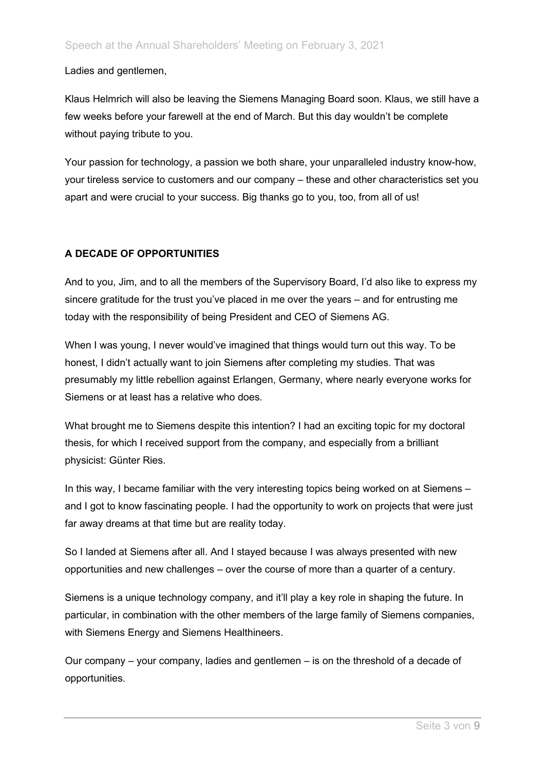Ladies and gentlemen,

Klaus Helmrich will also be leaving the Siemens Managing Board soon. Klaus, we still have a few weeks before your farewell at the end of March. But this day wouldn't be complete without paying tribute to you.

Your passion for technology, a passion we both share, your unparalleled industry know-how, your tireless service to customers and our company – these and other characteristics set you apart and were crucial to your success. Big thanks go to you, too, from all of us!

## A DECADE OF OPPORTUNITIES

And to you, Jim, and to all the members of the Supervisory Board, I'd also like to express my sincere gratitude for the trust you've placed in me over the years – and for entrusting me today with the responsibility of being President and CEO of Siemens AG.

When I was young, I never would've imagined that things would turn out this way. To be honest, I didn't actually want to join Siemens after completing my studies. That was presumably my little rebellion against Erlangen, Germany, where nearly everyone works for Siemens or at least has a relative who does.

What brought me to Siemens despite this intention? I had an exciting topic for my doctoral thesis, for which I received support from the company, and especially from a brilliant physicist: Günter Ries.

In this way, I became familiar with the very interesting topics being worked on at Siemens – and I got to know fascinating people. I had the opportunity to work on projects that were just far away dreams at that time but are reality today.

So I landed at Siemens after all. And I stayed because I was always presented with new opportunities and new challenges – over the course of more than a quarter of a century.

Siemens is a unique technology company, and it'll play a key role in shaping the future. In particular, in combination with the other members of the large family of Siemens companies, with Siemens Energy and Siemens Healthineers.

Our company – your company, ladies and gentlemen – is on the threshold of a decade of opportunities.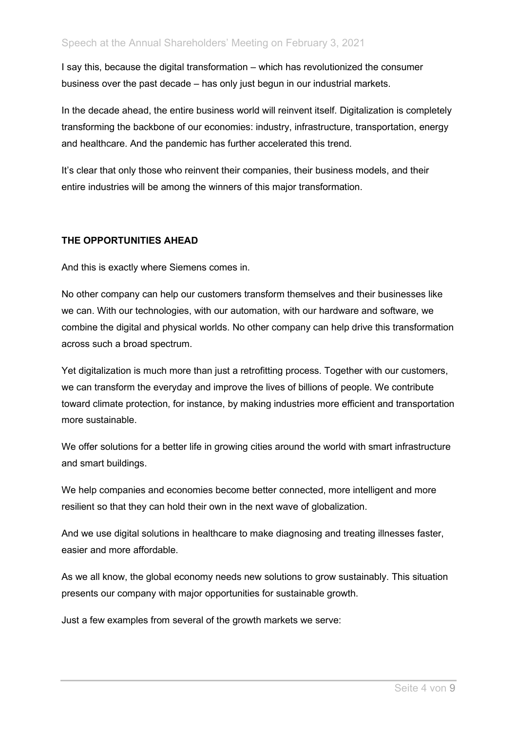I say this, because the digital transformation – which has revolutionized the consumer business over the past decade – has only just begun in our industrial markets.

In the decade ahead, the entire business world will reinvent itself. Digitalization is completely transforming the backbone of our economies: industry, infrastructure, transportation, energy and healthcare. And the pandemic has further accelerated this trend.

It's clear that only those who reinvent their companies, their business models, and their entire industries will be among the winners of this major transformation.

## THE OPPORTUNITIES AHEAD

And this is exactly where Siemens comes in.

No other company can help our customers transform themselves and their businesses like we can. With our technologies, with our automation, with our hardware and software, we combine the digital and physical worlds. No other company can help drive this transformation across such a broad spectrum.

Yet digitalization is much more than just a retrofitting process. Together with our customers, we can transform the everyday and improve the lives of billions of people. We contribute toward climate protection, for instance, by making industries more efficient and transportation more sustainable.

We offer solutions for a better life in growing cities around the world with smart infrastructure and smart buildings.

We help companies and economies become better connected, more intelligent and more resilient so that they can hold their own in the next wave of globalization.

And we use digital solutions in healthcare to make diagnosing and treating illnesses faster, easier and more affordable.

As we all know, the global economy needs new solutions to grow sustainably. This situation presents our company with major opportunities for sustainable growth.

Just a few examples from several of the growth markets we serve: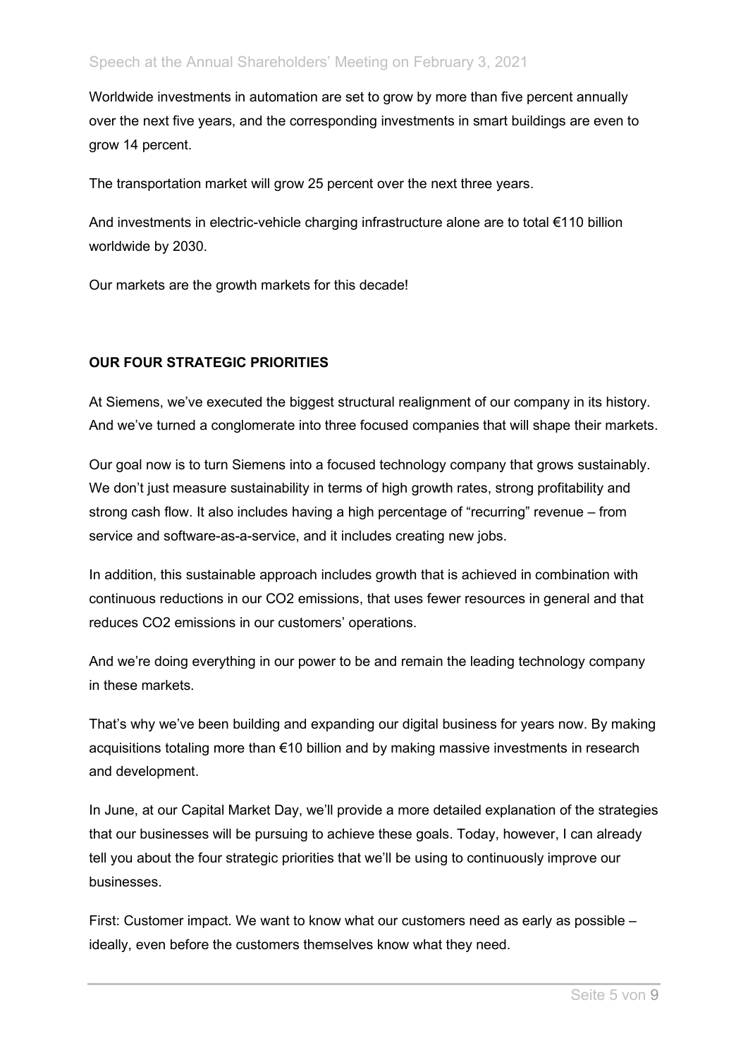Worldwide investments in automation are set to grow by more than five percent annually over the next five years, and the corresponding investments in smart buildings are even to grow 14 percent.

The transportation market will grow 25 percent over the next three years.

And investments in electric-vehicle charging infrastructure alone are to total €110 billion worldwide by 2030.

Our markets are the growth markets for this decade!

## OUR FOUR STRATEGIC PRIORITIES

At Siemens, we've executed the biggest structural realignment of our company in its history. And we've turned a conglomerate into three focused companies that will shape their markets.

Our goal now is to turn Siemens into a focused technology company that grows sustainably. We don't just measure sustainability in terms of high growth rates, strong profitability and strong cash flow. It also includes having a high percentage of "recurring" revenue – from service and software-as-a-service, and it includes creating new jobs.

In addition, this sustainable approach includes growth that is achieved in combination with continuous reductions in our $CO_2$ emissions, that uses fewer resources in general and that reduces $CO_2$ emissions in our customers' operations.

And we're doing everything in our power to be and remain the leading technology company in these markets.

That's why we've been building and expanding our digital business for years now. By making acquisitions totaling more than €10 billion and by making massive investments in research and development.

In June, at our Capital Market Day, we'll provide a more detailed explanation of the strategies that our businesses will be pursuing to achieve these goals. Today, however, I can already tell you about the four strategic priorities that we'll be using to continuously improve our businesses.

First: Customer impact. We want to know what our customers need as early as possible – ideally, even before the customers themselves know what they need.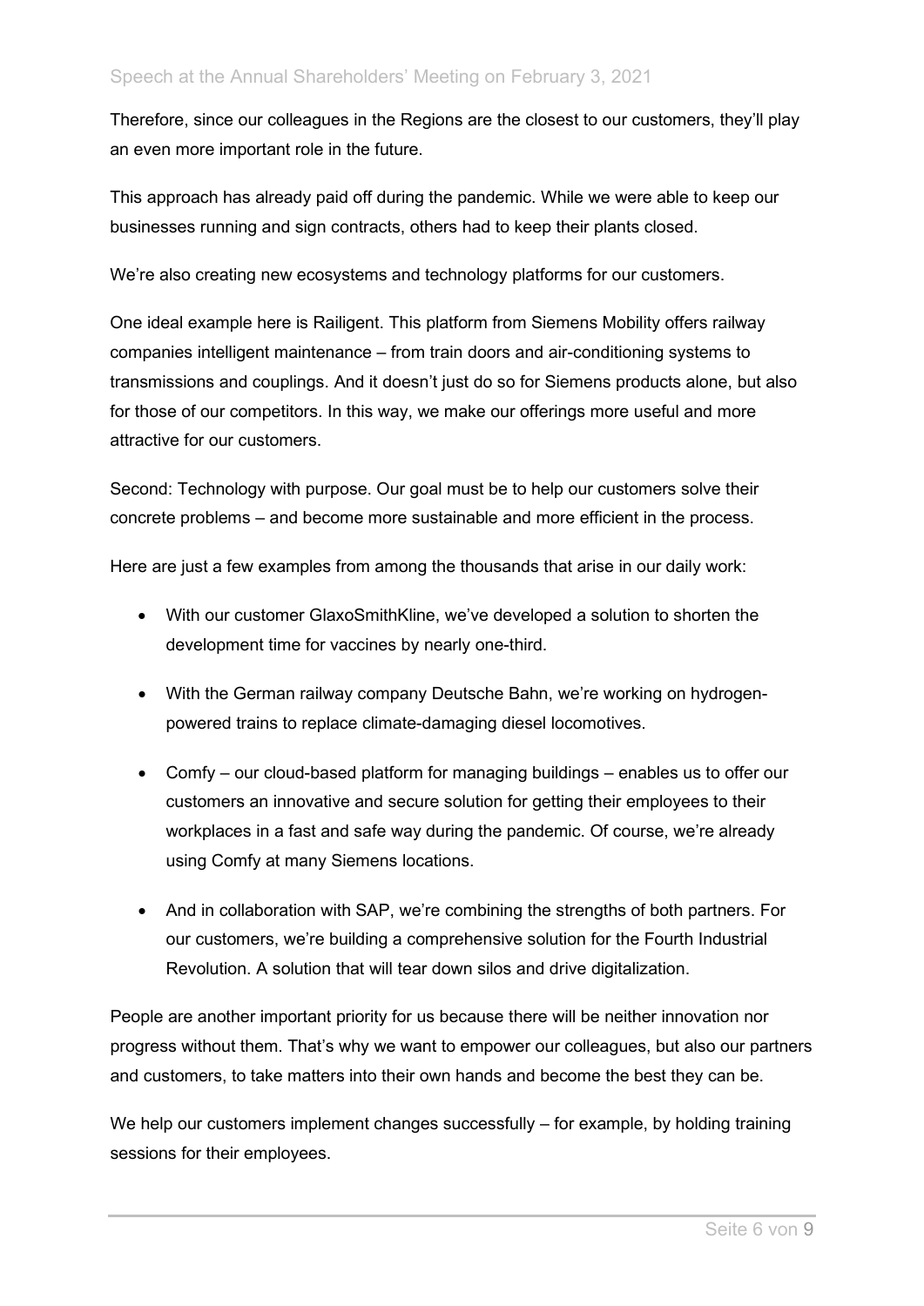Therefore, since our colleagues in the Regions are the closest to our customers, they'll play an even more important role in the future.

This approach has already paid off during the pandemic. While we were able to keep our businesses running and sign contracts, others had to keep their plants closed.

We're also creating new ecosystems and technology platforms for our customers.

One ideal example here is Railigent. This platform from Siemens Mobility offers railway companies intelligent maintenance – from train doors and air-conditioning systems to transmissions and couplings. And it doesn't just do so for Siemens products alone, but also for those of our competitors. In this way, we make our offerings more useful and more attractive for our customers.

Second: Technology with purpose. Our goal must be to help our customers solve their concrete problems – and become more sustainable and more efficient in the process.

Here are just a few examples from among the thousands that arise in our daily work:

- With our customer GlaxoSmithKline, we've developed a solution to shorten the development time for vaccines by nearly one-third.
- With the German railway company Deutsche Bahn, we're working on hydrogen-powered trains to replace climate-damaging diesel locomotives.
- Comfy – our cloud-based platform for managing buildings – enables us to offer our customers an innovative and secure solution for getting their employees to their workplaces in a fast and safe way during the pandemic. Of course, we're already using Comfy at many Siemens locations.
- And in collaboration with SAP, we're combining the strengths of both partners. For our customers, we're building a comprehensive solution for the Fourth Industrial Revolution. A solution that will tear down silos and drive digitalization.

People are another important priority for us because there will be neither innovation nor progress without them. That's why we want to empower our colleagues, but also our partners and customers, to take matters into their own hands and become the best they can be.

We help our customers implement changes successfully – for example, by holding training sessions for their employees.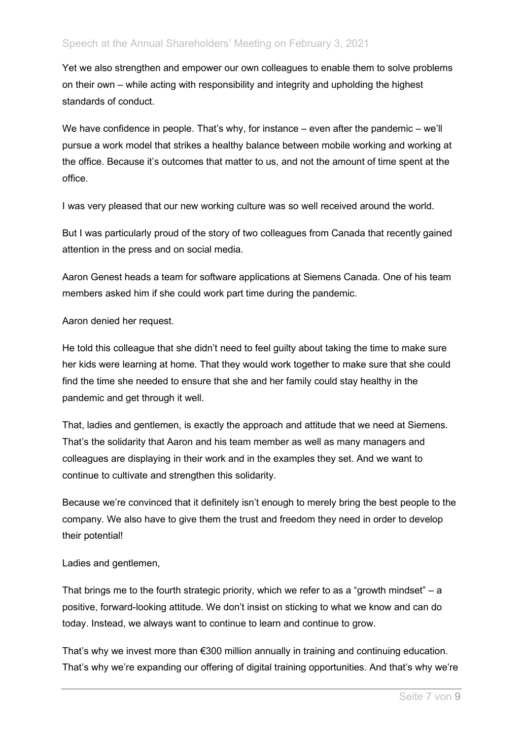Yet we also strengthen and empower our own colleagues to enable them to solve problems on their own – while acting with responsibility and integrity and upholding the highest standards of conduct.

We have confidence in people. That's why, for instance – even after the pandemic – we'll pursue a work model that strikes a healthy balance between mobile working and working at the office. Because it's outcomes that matter to us, and not the amount of time spent at the office.

I was very pleased that our new working culture was so well received around the world.

But I was particularly proud of the story of two colleagues from Canada that recently gained attention in the press and on social media.

Aaron Genest heads a team for software applications at Siemens Canada. One of his team members asked him if she could work part time during the pandemic.

Aaron denied her request.

He told this colleague that she didn't need to feel guilty about taking the time to make sure her kids were learning at home. That they would work together to make sure that she could find the time she needed to ensure that she and her family could stay healthy in the pandemic and get through it well.

That, ladies and gentlemen, is exactly the approach and attitude that we need at Siemens. That's the solidarity that Aaron and his team member as well as many managers and colleagues are displaying in their work and in the examples they set. And we want to continue to cultivate and strengthen this solidarity.

Because we're convinced that it definitely isn't enough to merely bring the best people to the company. We also have to give them the trust and freedom they need in order to develop their potential!

Ladies and gentlemen,

That brings me to the fourth strategic priority, which we refer to as a "growth mindset" – a positive, forward-looking attitude. We don't insist on sticking to what we know and can do today. Instead, we always want to continue to learn and continue to grow.

That's why we invest more than €300 million annually in training and continuing education. That's why we're expanding our offering of digital training opportunities. And that's why we're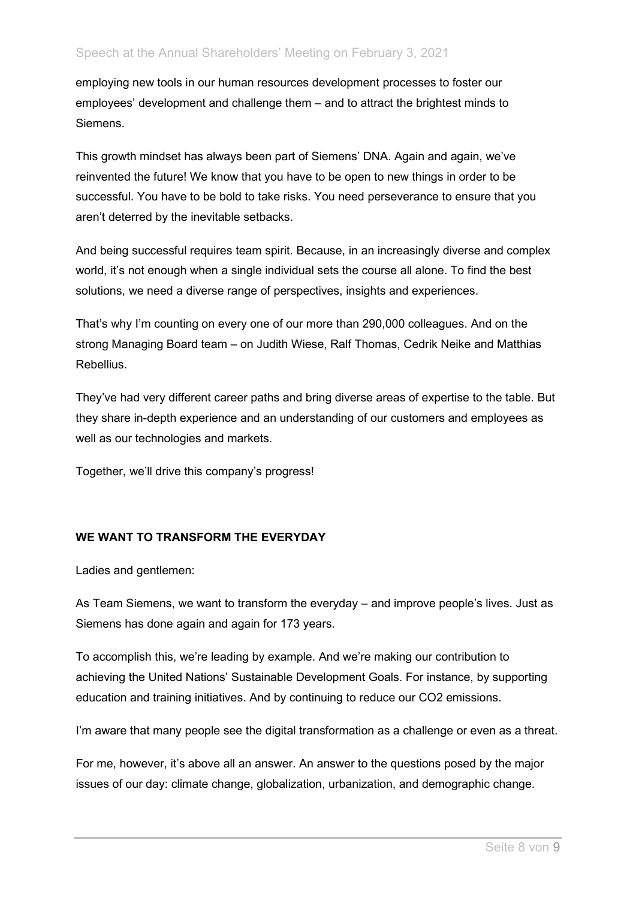employing new tools in our human resources development processes to foster our employees' development and challenge them – and to attract the brightest minds to Siemens.

This growth mindset has always been part of Siemens' DNA. Again and again, we've reinvented the future! We know that you have to be open to new things in order to be successful. You have to be bold to take risks. You need perseverance to ensure that you aren't deterred by the inevitable setbacks.

And being successful requires team spirit. Because, in an increasingly diverse and complex world, it's not enough when a single individual sets the course all alone. To find the best solutions, we need a diverse range of perspectives, insights and experiences.

That's why I'm counting on every one of our more than 290,000 colleagues. And on the strong Managing Board team – on Judith Wiese, Ralf Thomas, Cedrik Neike and Matthias Rebellius.

They've had very different career paths and bring diverse areas of expertise to the table. But they share in-depth experience and an understanding of our customers and employees as well as our technologies and markets.

Together, we'll drive this company's progress!

**WE WANT TO TRANSFORM THE EVERYDAY**

Ladies and gentlemen:

As Team Siemens, we want to transform the everyday – and improve people's lives. Just as Siemens has done again and again for 173 years.

To accomplish this, we're leading by example. And we're making our contribution to achieving the United Nations' Sustainable Development Goals. For instance, by supporting education and training initiatives. And by continuing to reduce our $CO_2$ emissions.

I'm aware that many people see the digital transformation as a challenge or even as a threat.

For me, however, it's above all an answer. An answer to the questions posed by the major issues of our day: climate change, globalization, urbanization, and demographic change.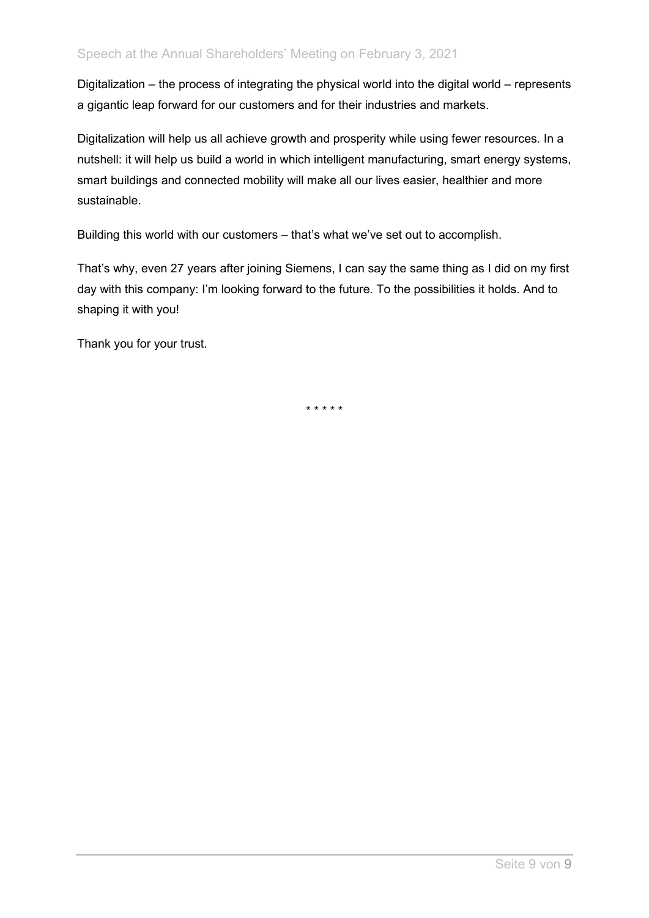Digitalization – the process of integrating the physical world into the digital world – represents a gigantic leap forward for our customers and for their industries and markets.

Digitalization will help us all achieve growth and prosperity while using fewer resources. In a nutshell: it will help us build a world in which intelligent manufacturing, smart energy systems, smart buildings and connected mobility will make all our lives easier, healthier and more sustainable.

Building this world with our customers – that's what we've set out to accomplish.

That's why, even 27 years after joining Siemens, I can say the same thing as I did on my first day with this company: I'm looking forward to the future. To the possibilities it holds. And to shaping it with you!

Thank you for your trust.

* * * * *